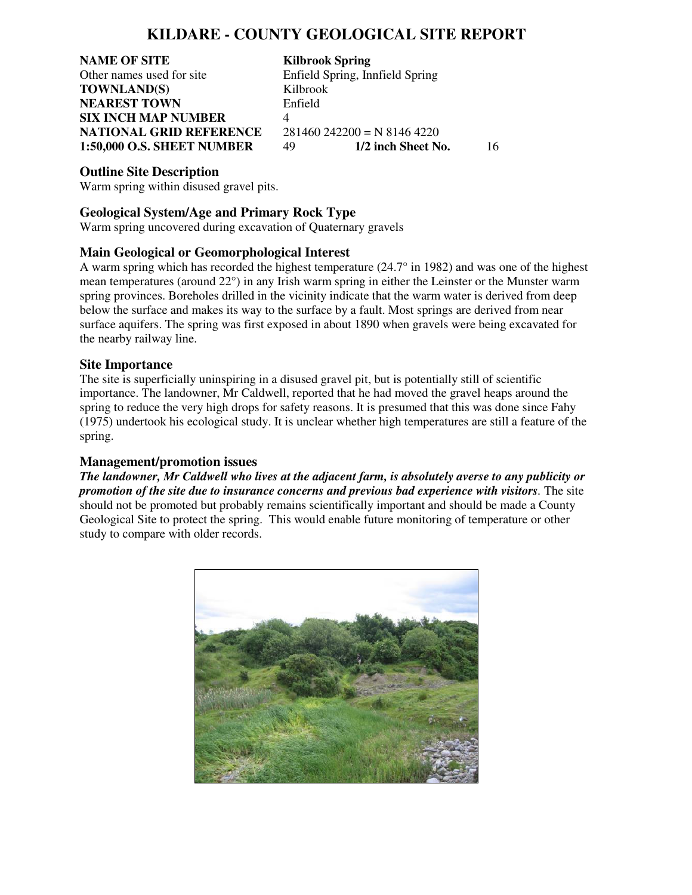# KILDARE - COUNTY GEOLOGICAL SITE REPORT

| | |
|---|---|
| **NAME OF SITE** | **Kilbrook Spring** |
| Other names used for site | Enfield Spring, Innfield Spring |
| **TOWNLAND(S)** | Kilbrook |
| **NEAREST TOWN** | Enfield |
| **SIX INCH MAP NUMBER** | 4 |
| **NATIONAL GRID REFERENCE** | 281460 242200 = N 8146 4220 |
| **1:50,000 O.S. SHEET NUMBER** | 49 **1/2 inch Sheet No.** 16 |

## Outline Site Description

Warm spring within disused gravel pits.

## Geological System/Age and Primary Rock Type

Warm spring uncovered during excavation of Quaternary gravels

## Main Geological or Geomorphological Interest

A warm spring which has recorded the highest temperature (24.7° in 1982) and was one of the highest mean temperatures (around 22°) in any Irish warm spring in either the Leinster or the Munster warm spring provinces. Boreholes drilled in the vicinity indicate that the warm water is derived from deep below the surface and makes its way to the surface by a fault. Most springs are derived from near surface aquifers. The spring was first exposed in about 1890 when gravels were being excavated for the nearby railway line.

## Site Importance

The site is superficially uninspiring in a disused gravel pit, but is potentially still of scientific importance. The landowner, Mr Caldwell, reported that he had moved the gravel heaps around the spring to reduce the very high drops for safety reasons. It is presumed that this was done since Fahy (1975) undertook his ecological study. It is unclear whether high temperatures are still a feature of the spring.

## Management/promotion issues

***The landowner, Mr Caldwell who lives at the adjacent farm, is absolutely averse to any publicity or promotion of the site due to insurance concerns and previous bad experience with visitors***. The site should not be promoted but probably remains scientifically important and should be made a County Geological Site to protect the spring. This would enable future monitoring of temperature or other study to compare with older records.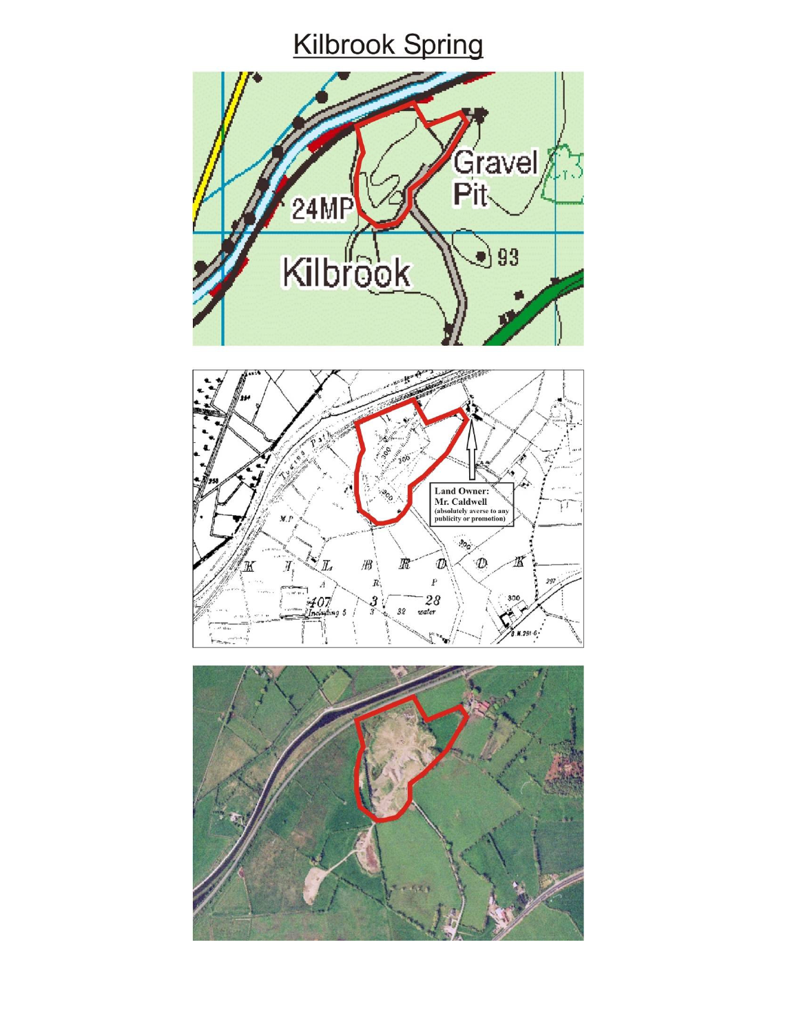# Kilbrook Spring

Gravel Pit

24MP

Kilbrook

93

Land Owner:
Mr. Caldwell
(absolutely averse to any publicity or promotion)

K I L B R O O K

407
Including 5

3

28
water